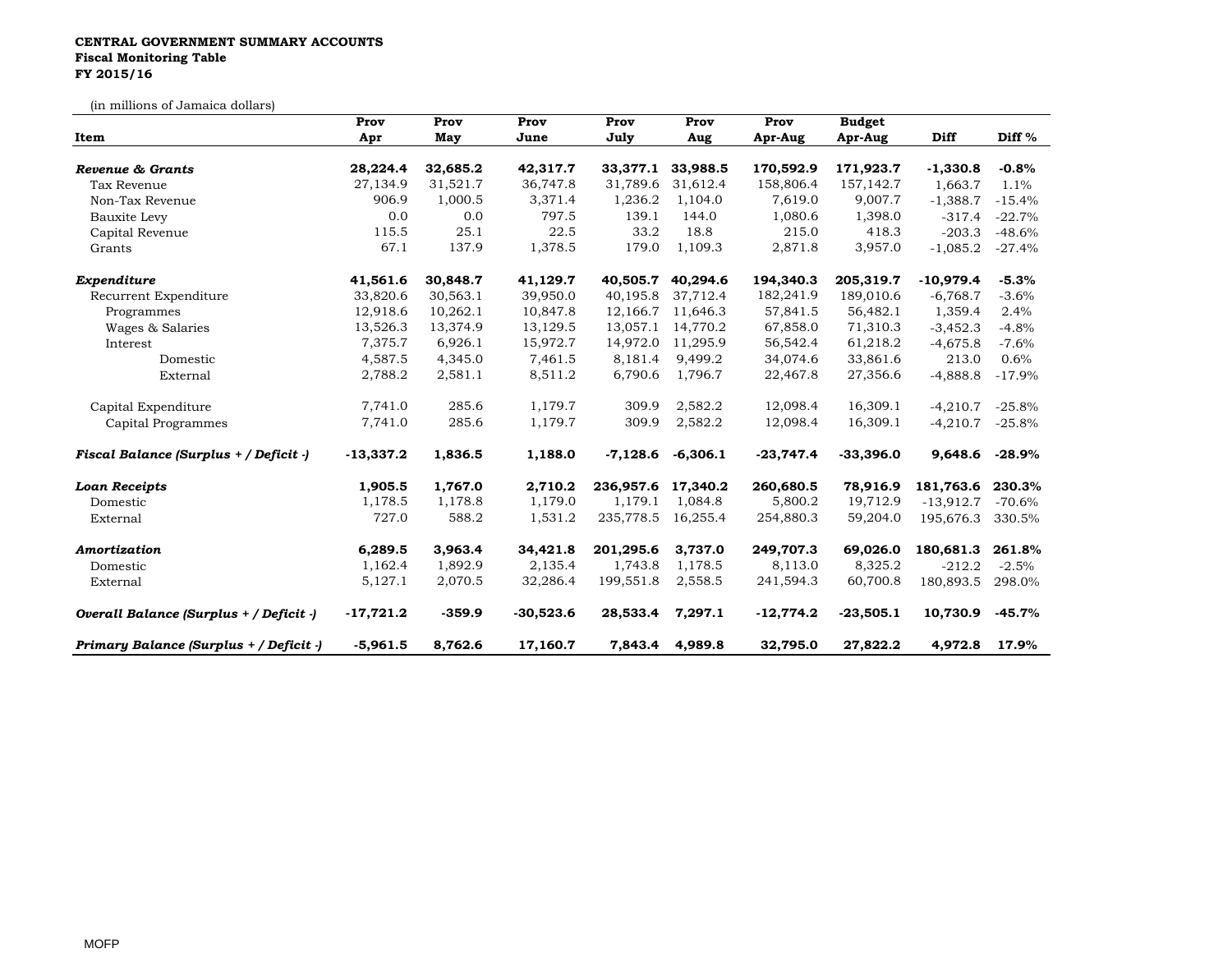**CENTRAL GOVERNMENT SUMMARY ACCOUNTS**
**Fiscal Monitoring Table**
**FY 2015/16**

(in millions of Jamaica dollars)

| Item | Prov Apr | Prov May | Prov June | Prov July | Prov Aug | Prov Apr-Aug | Budget Apr-Aug | Diff | Diff % |
|---|---|---|---|---|---|---|---|---|---|
| ***Revenue & Grants*** | **28,224.4** | **32,685.2** | **42,317.7** | **33,377.1** | **33,988.5** | **170,592.9** | **171,923.7** | **-1,330.8** | **-0.8%** |
| Tax Revenue | 27,134.9 | 31,521.7 | 36,747.8 | 31,789.6 | 31,612.4 | 158,806.4 | 157,142.7 | 1,663.7 | 1.1% |
| Non-Tax Revenue | 906.9 | 1,000.5 | 3,371.4 | 1,236.2 | 1,104.0 | 7,619.0 | 9,007.7 | -1,388.7 | -15.4% |
| Bauxite Levy | 0.0 | 0.0 | 797.5 | 139.1 | 144.0 | 1,080.6 | 1,398.0 | -317.4 | -22.7% |
| Capital Revenue | 115.5 | 25.1 | 22.5 | 33.2 | 18.8 | 215.0 | 418.3 | -203.3 | -48.6% |
| Grants | 67.1 | 137.9 | 1,378.5 | 179.0 | 1,109.3 | 2,871.8 | 3,957.0 | -1,085.2 | -27.4% |
| ***Expenditure*** | **41,561.6** | **30,848.7** | **41,129.7** | **40,505.7** | **40,294.6** | **194,340.3** | **205,319.7** | **-10,979.4** | **-5.3%** |
| Recurrent Expenditure | 33,820.6 | 30,563.1 | 39,950.0 | 40,195.8 | 37,712.4 | 182,241.9 | 189,010.6 | -6,768.7 | -3.6% |
| Programmes | 12,918.6 | 10,262.1 | 10,847.8 | 12,166.7 | 11,646.3 | 57,841.5 | 56,482.1 | 1,359.4 | 2.4% |
| Wages & Salaries | 13,526.3 | 13,374.9 | 13,129.5 | 13,057.1 | 14,770.2 | 67,858.0 | 71,310.3 | -3,452.3 | -4.8% |
| Interest | 7,375.7 | 6,926.1 | 15,972.7 | 14,972.0 | 11,295.9 | 56,542.4 | 61,218.2 | -4,675.8 | -7.6% |
| Domestic | 4,587.5 | 4,345.0 | 7,461.5 | 8,181.4 | 9,499.2 | 34,074.6 | 33,861.6 | 213.0 | 0.6% |
| External | 2,788.2 | 2,581.1 | 8,511.2 | 6,790.6 | 1,796.7 | 22,467.8 | 27,356.6 | -4,888.8 | -17.9% |
| Capital Expenditure | 7,741.0 | 285.6 | 1,179.7 | 309.9 | 2,582.2 | 12,098.4 | 16,309.1 | -4,210.7 | -25.8% |
| Capital Programmes | 7,741.0 | 285.6 | 1,179.7 | 309.9 | 2,582.2 | 12,098.4 | 16,309.1 | -4,210.7 | -25.8% |
| ***Fiscal Balance (Surplus + / Deficit -)*** | **-13,337.2** | **1,836.5** | **1,188.0** | **-7,128.6** | **-6,306.1** | **-23,747.4** | **-33,396.0** | **9,648.6** | **-28.9%** |
| ***Loan Receipts*** | **1,905.5** | **1,767.0** | **2,710.2** | **236,957.6** | **17,340.2** | **260,680.5** | **78,916.9** | **181,763.6** | **230.3%** |
| Domestic | 1,178.5 | 1,178.8 | 1,179.0 | 1,179.1 | 1,084.8 | 5,800.2 | 19,712.9 | -13,912.7 | -70.6% |
| External | 727.0 | 588.2 | 1,531.2 | 235,778.5 | 16,255.4 | 254,880.3 | 59,204.0 | 195,676.3 | 330.5% |
| ***Amortization*** | **6,289.5** | **3,963.4** | **34,421.8** | **201,295.6** | **3,737.0** | **249,707.3** | **69,026.0** | **180,681.3** | **261.8%** |
| Domestic | 1,162.4 | 1,892.9 | 2,135.4 | 1,743.8 | 1,178.5 | 8,113.0 | 8,325.2 | -212.2 | -2.5% |
| External | 5,127.1 | 2,070.5 | 32,286.4 | 199,551.8 | 2,558.5 | 241,594.3 | 60,700.8 | 180,893.5 | 298.0% |
| ***Overall Balance (Surplus + / Deficit -)*** | **-17,721.2** | **-359.9** | **-30,523.6** | **28,533.4** | **7,297.1** | **-12,774.2** | **-23,505.1** | **10,730.9** | **-45.7%** |
| ***Primary Balance (Surplus + / Deficit -)*** | **-5,961.5** | **8,762.6** | **17,160.7** | **7,843.4** | **4,989.8** | **32,795.0** | **27,822.2** | **4,972.8** | **17.9%** |

MOFP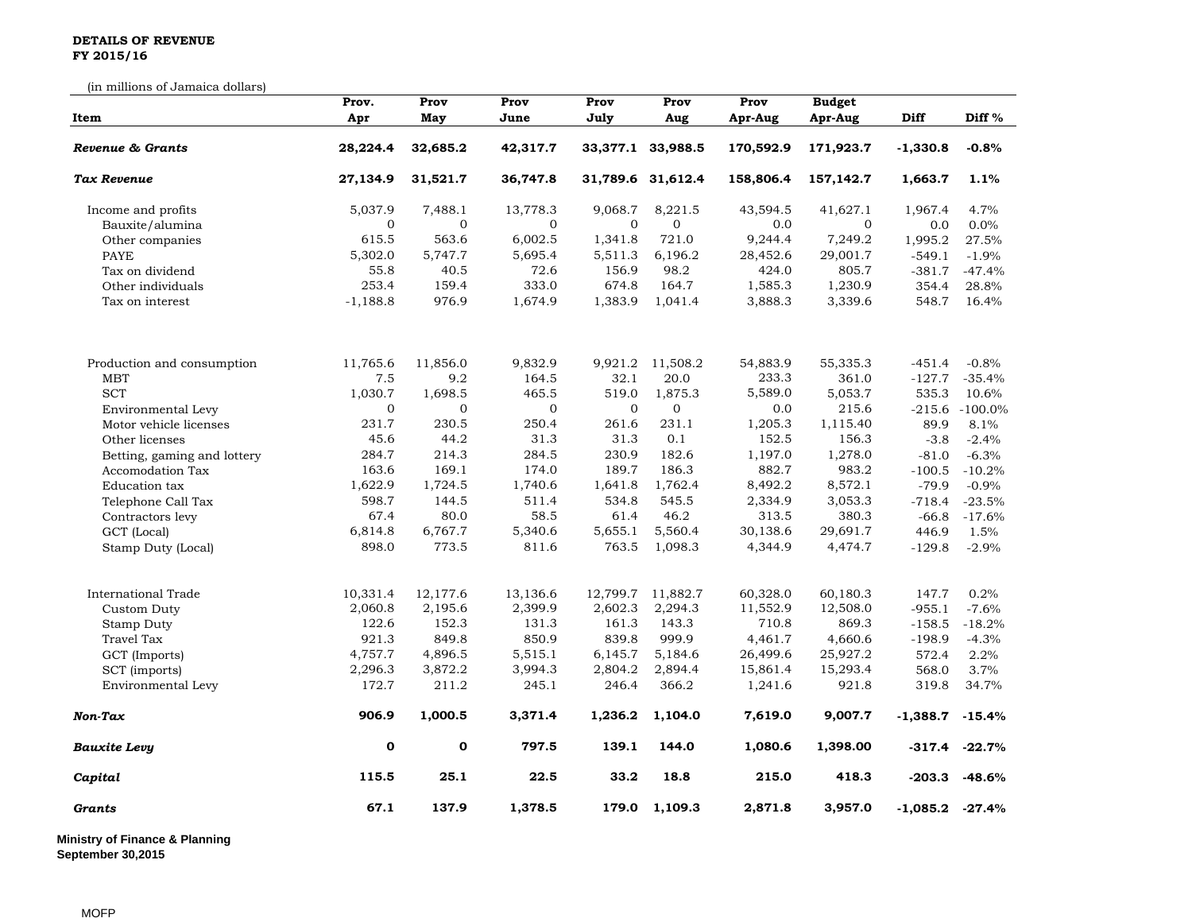**DETAILS OF REVENUE**
**FY 2015/16**

(in millions of Jamaica dollars)

| Item | Prov. Apr | Prov May | Prov June | Prov July | Prov Aug | Prov Apr-Aug | Budget Apr-Aug | Diff | Diff % |
|---|---|---|---|---|---|---|---|---|---|
| ***Revenue & Grants*** | **28,224.4** | **32,685.2** | **42,317.7** | **33,377.1** | **33,988.5** | **170,592.9** | **171,923.7** | **-1,330.8** | **-0.8%** |
| ***Tax Revenue*** | **27,134.9** | **31,521.7** | **36,747.8** | **31,789.6** | **31,612.4** | **158,806.4** | **157,142.7** | **1,663.7** | **1.1%** |
| Income and profits | 5,037.9 | 7,488.1 | 13,778.3 | 9,068.7 | 8,221.5 | 43,594.5 | 41,627.1 | 1,967.4 | 4.7% |
| Bauxite/alumina | 0 | 0 | 0 | 0 | 0 | 0.0 | 0 | 0.0 | 0.0% |
| Other companies | 615.5 | 563.6 | 6,002.5 | 1,341.8 | 721.0 | 9,244.4 | 7,249.2 | 1,995.2 | 27.5% |
| PAYE | 5,302.0 | 5,747.7 | 5,695.4 | 5,511.3 | 6,196.2 | 28,452.6 | 29,001.7 | -549.1 | -1.9% |
| Tax on dividend | 55.8 | 40.5 | 72.6 | 156.9 | 98.2 | 424.0 | 805.7 | -381.7 | -47.4% |
| Other individuals | 253.4 | 159.4 | 333.0 | 674.8 | 164.7 | 1,585.3 | 1,230.9 | 354.4 | 28.8% |
| Tax on interest | -1,188.8 | 976.9 | 1,674.9 | 1,383.9 | 1,041.4 | 3,888.3 | 3,339.6 | 548.7 | 16.4% |
| Production and consumption | 11,765.6 | 11,856.0 | 9,832.9 | 9,921.2 | 11,508.2 | 54,883.9 | 55,335.3 | -451.4 | -0.8% |
| MBT | 7.5 | 9.2 | 164.5 | 32.1 | 20.0 | 233.3 | 361.0 | -127.7 | -35.4% |
| SCT | 1,030.7 | 1,698.5 | 465.5 | 519.0 | 1,875.3 | 5,589.0 | 5,053.7 | 535.3 | 10.6% |
| Environmental Levy | 0 | 0 | 0 | 0 | 0 | 0.0 | 215.6 | -215.6 | -100.0% |
| Motor vehicle licenses | 231.7 | 230.5 | 250.4 | 261.6 | 231.1 | 1,205.3 | 1,115.40 | 89.9 | 8.1% |
| Other licenses | 45.6 | 44.2 | 31.3 | 31.3 | 0.1 | 152.5 | 156.3 | -3.8 | -2.4% |
| Betting, gaming and lottery | 284.7 | 214.3 | 284.5 | 230.9 | 182.6 | 1,197.0 | 1,278.0 | -81.0 | -6.3% |
| Accomodation Tax | 163.6 | 169.1 | 174.0 | 189.7 | 186.3 | 882.7 | 983.2 | -100.5 | -10.2% |
| Education tax | 1,622.9 | 1,724.5 | 1,740.6 | 1,641.8 | 1,762.4 | 8,492.2 | 8,572.1 | -79.9 | -0.9% |
| Telephone Call Tax | 598.7 | 144.5 | 511.4 | 534.8 | 545.5 | 2,334.9 | 3,053.3 | -718.4 | -23.5% |
| Contractors levy | 67.4 | 80.0 | 58.5 | 61.4 | 46.2 | 313.5 | 380.3 | -66.8 | -17.6% |
| GCT (Local) | 6,814.8 | 6,767.7 | 5,340.6 | 5,655.1 | 5,560.4 | 30,138.6 | 29,691.7 | 446.9 | 1.5% |
| Stamp Duty (Local) | 898.0 | 773.5 | 811.6 | 763.5 | 1,098.3 | 4,344.9 | 4,474.7 | -129.8 | -2.9% |
| International Trade | 10,331.4 | 12,177.6 | 13,136.6 | 12,799.7 | 11,882.7 | 60,328.0 | 60,180.3 | 147.7 | 0.2% |
| Custom Duty | 2,060.8 | 2,195.6 | 2,399.9 | 2,602.3 | 2,294.3 | 11,552.9 | 12,508.0 | -955.1 | -7.6% |
| Stamp Duty | 122.6 | 152.3 | 131.3 | 161.3 | 143.3 | 710.8 | 869.3 | -158.5 | -18.2% |
| Travel Tax | 921.3 | 849.8 | 850.9 | 839.8 | 999.9 | 4,461.7 | 4,660.6 | -198.9 | -4.3% |
| GCT (Imports) | 4,757.7 | 4,896.5 | 5,515.1 | 6,145.7 | 5,184.6 | 26,499.6 | 25,927.2 | 572.4 | 2.2% |
| SCT (imports) | 2,296.3 | 3,872.2 | 3,994.3 | 2,804.2 | 2,894.4 | 15,861.4 | 15,293.4 | 568.0 | 3.7% |
| Environmental Levy | 172.7 | 211.2 | 245.1 | 246.4 | 366.2 | 1,241.6 | 921.8 | 319.8 | 34.7% |
| ***Non-Tax*** | **906.9** | **1,000.5** | **3,371.4** | **1,236.2** | **1,104.0** | **7,619.0** | **9,007.7** | **-1,388.7** | **-15.4%** |
| ***Bauxite Levy*** | **0** | **0** | **797.5** | **139.1** | **144.0** | **1,080.6** | **1,398.00** | **-317.4** | **-22.7%** |
| ***Capital*** | **115.5** | **25.1** | **22.5** | **33.2** | **18.8** | **215.0** | **418.3** | **-203.3** | **-48.6%** |
| ***Grants*** | **67.1** | **137.9** | **1,378.5** | **179.0** | **1,109.3** | **2,871.8** | **3,957.0** | **-1,085.2** | **-27.4%** |

**Ministry of Finance & Planning**
**September 30,2015**

MOFP